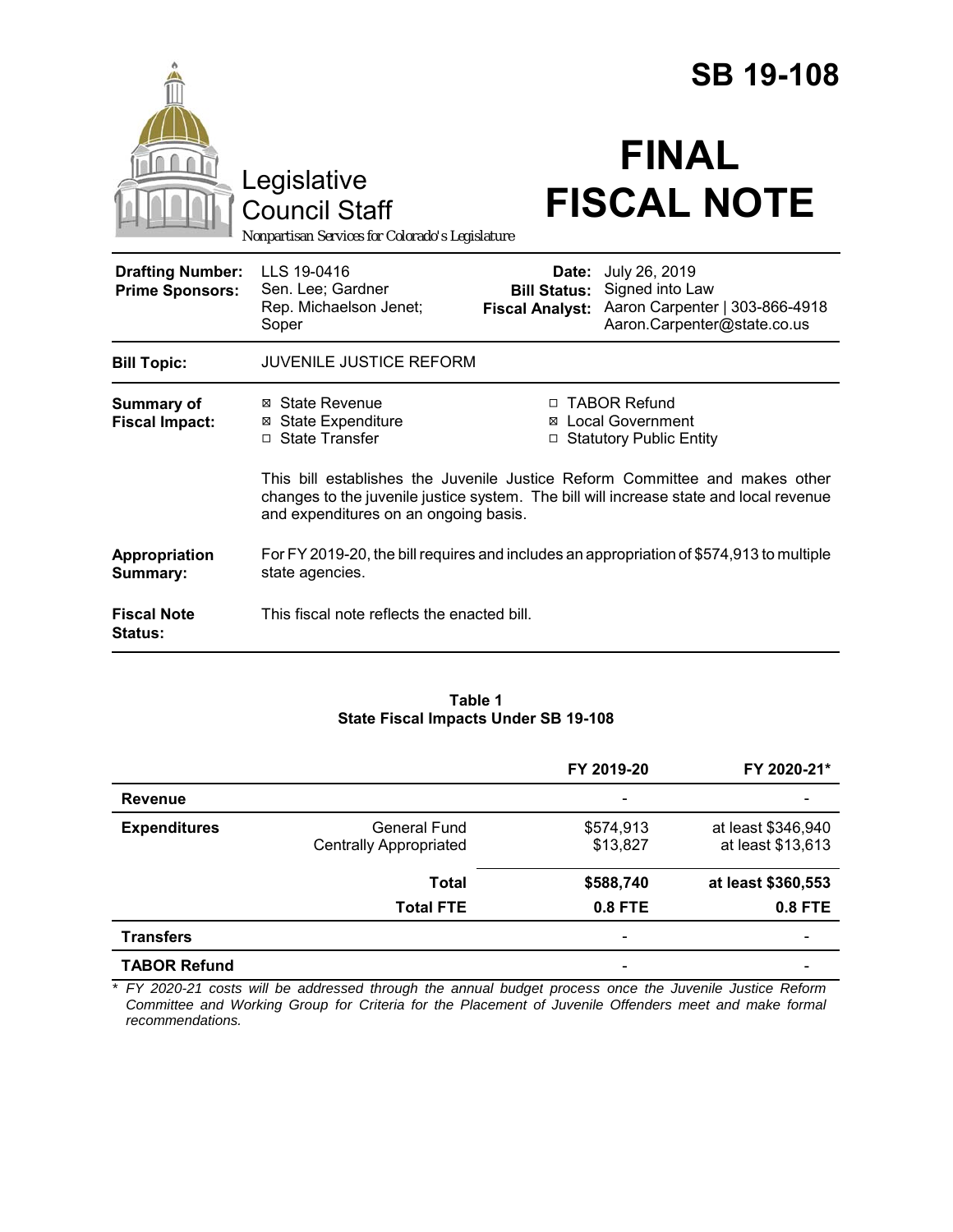# SB 19-108

Legislative Council Staff

*Nonpartisan Services for Colorado's Legislature*

# FINAL FISCAL NOTE

| | | | |
|---|---|---|---|
| **Drafting Number:** | LLS 19-0416 | **Date:** | July 26, 2019 |
| **Prime Sponsors:** | Sen. Lee; Gardner<br>Rep. Michaelson Jenet; Soper | **Bill Status:** | Signed into Law |
| | | **Fiscal Analyst:** | Aaron Carpenter \| 303-866-4918<br>Aaron.Carpenter@state.co.us |

**Bill Topic:** JUVENILE JUSTICE REFORM

**Summary of Fiscal Impact:**

- ☒ State Revenue
- ☒ State Expenditure
- ☐ State Transfer
- ☐ TABOR Refund
- ☒ Local Government
- ☐ Statutory Public Entity

This bill establishes the Juvenile Justice Reform Committee and makes other changes to the juvenile justice system. The bill will increase state and local revenue and expenditures on an ongoing basis.

**Appropriation Summary:** For FY 2019-20, the bill requires and includes an appropriation of $574,913 to multiple state agencies.

**Fiscal Note Status:** This fiscal note reflects the enacted bill.

**Table 1**
**State Fiscal Impacts Under SB 19-108**

| | | FY 2019-20 | FY 2020-21* |
|---|---|---|---|
| **Revenue** | | - | - |
| **Expenditures** | General Fund | $574,913 | at least $346,940 |
| | Centrally Appropriated | $13,827 | at least $13,613 |
| | **Total** | **$588,740** | **at least $360,553** |
| | **Total FTE** | **0.8 FTE** | **0.8 FTE** |
| **Transfers** | | - | - |
| **TABOR Refund** | | - | - |

*\* FY 2020-21 costs will be addressed through the annual budget process once the Juvenile Justice Reform Committee and Working Group for Criteria for the Placement of Juvenile Offenders meet and make formal recommendations.*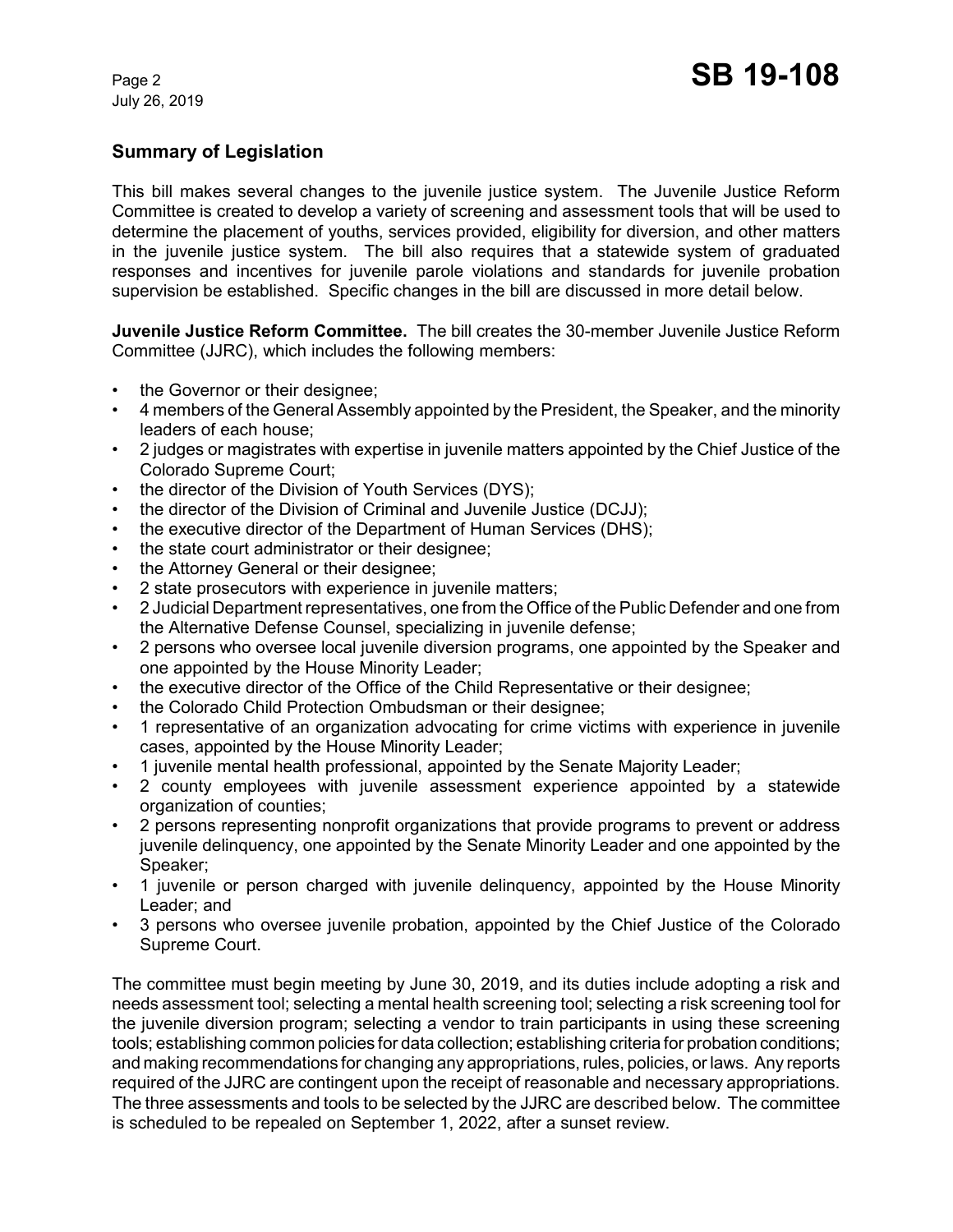## Summary of Legislation

This bill makes several changes to the juvenile justice system. The Juvenile Justice Reform Committee is created to develop a variety of screening and assessment tools that will be used to determine the placement of youths, services provided, eligibility for diversion, and other matters in the juvenile justice system. The bill also requires that a statewide system of graduated responses and incentives for juvenile parole violations and standards for juvenile probation supervision be established. Specific changes in the bill are discussed in more detail below.

**Juvenile Justice Reform Committee.** The bill creates the 30-member Juvenile Justice Reform Committee (JJRC), which includes the following members:

- the Governor or their designee;
- 4 members of the General Assembly appointed by the President, the Speaker, and the minority leaders of each house;
- 2 judges or magistrates with expertise in juvenile matters appointed by the Chief Justice of the Colorado Supreme Court;
- the director of the Division of Youth Services (DYS);
- the director of the Division of Criminal and Juvenile Justice (DCJJ);
- the executive director of the Department of Human Services (DHS);
- the state court administrator or their designee;
- the Attorney General or their designee;
- 2 state prosecutors with experience in juvenile matters;
- 2 Judicial Department representatives, one from the Office of the Public Defender and one from the Alternative Defense Counsel, specializing in juvenile defense;
- 2 persons who oversee local juvenile diversion programs, one appointed by the Speaker and one appointed by the House Minority Leader;
- the executive director of the Office of the Child Representative or their designee;
- the Colorado Child Protection Ombudsman or their designee;
- 1 representative of an organization advocating for crime victims with experience in juvenile cases, appointed by the House Minority Leader;
- 1 juvenile mental health professional, appointed by the Senate Majority Leader;
- 2 county employees with juvenile assessment experience appointed by a statewide organization of counties;
- 2 persons representing nonprofit organizations that provide programs to prevent or address juvenile delinquency, one appointed by the Senate Minority Leader and one appointed by the Speaker;
- 1 juvenile or person charged with juvenile delinquency, appointed by the House Minority Leader; and
- 3 persons who oversee juvenile probation, appointed by the Chief Justice of the Colorado Supreme Court.

The committee must begin meeting by June 30, 2019, and its duties include adopting a risk and needs assessment tool; selecting a mental health screening tool; selecting a risk screening tool for the juvenile diversion program; selecting a vendor to train participants in using these screening tools; establishing common policies for data collection; establishing criteria for probation conditions; and making recommendations for changing any appropriations, rules, policies, or laws. Any reports required of the JJRC are contingent upon the receipt of reasonable and necessary appropriations. The three assessments and tools to be selected by the JJRC are described below. The committee is scheduled to be repealed on September 1, 2022, after a sunset review.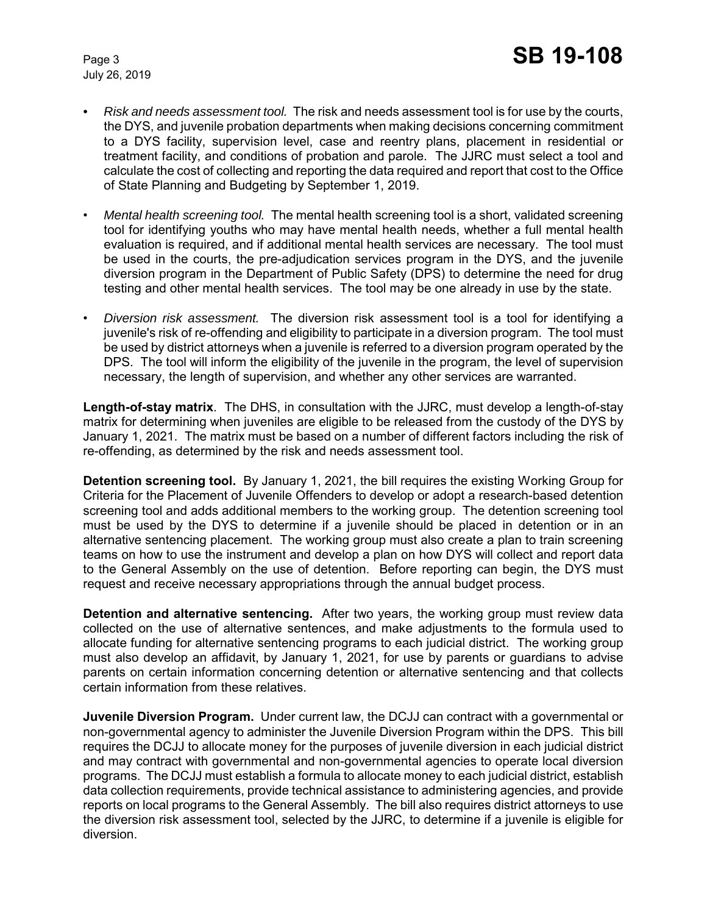- *Risk and needs assessment tool.* The risk and needs assessment tool is for use by the courts, the DYS, and juvenile probation departments when making decisions concerning commitment to a DYS facility, supervision level, case and reentry plans, placement in residential or treatment facility, and conditions of probation and parole. The JJRC must select a tool and calculate the cost of collecting and reporting the data required and report that cost to the Office of State Planning and Budgeting by September 1, 2019.

- *Mental health screening tool.* The mental health screening tool is a short, validated screening tool for identifying youths who may have mental health needs, whether a full mental health evaluation is required, and if additional mental health services are necessary. The tool must be used in the courts, the pre-adjudication services program in the DYS, and the juvenile diversion program in the Department of Public Safety (DPS) to determine the need for drug testing and other mental health services. The tool may be one already in use by the state.

- *Diversion risk assessment.* The diversion risk assessment tool is a tool for identifying a juvenile's risk of re-offending and eligibility to participate in a diversion program. The tool must be used by district attorneys when a juvenile is referred to a diversion program operated by the DPS. The tool will inform the eligibility of the juvenile in the program, the level of supervision necessary, the length of supervision, and whether any other services are warranted.

**Length-of-stay matrix**. The DHS, in consultation with the JJRC, must develop a length-of-stay matrix for determining when juveniles are eligible to be released from the custody of the DYS by January 1, 2021. The matrix must be based on a number of different factors including the risk of re-offending, as determined by the risk and needs assessment tool.

**Detention screening tool.** By January 1, 2021, the bill requires the existing Working Group for Criteria for the Placement of Juvenile Offenders to develop or adopt a research-based detention screening tool and adds additional members to the working group. The detention screening tool must be used by the DYS to determine if a juvenile should be placed in detention or in an alternative sentencing placement. The working group must also create a plan to train screening teams on how to use the instrument and develop a plan on how DYS will collect and report data to the General Assembly on the use of detention. Before reporting can begin, the DYS must request and receive necessary appropriations through the annual budget process.

**Detention and alternative sentencing.** After two years, the working group must review data collected on the use of alternative sentences, and make adjustments to the formula used to allocate funding for alternative sentencing programs to each judicial district. The working group must also develop an affidavit, by January 1, 2021, for use by parents or guardians to advise parents on certain information concerning detention or alternative sentencing and that collects certain information from these relatives.

**Juvenile Diversion Program.** Under current law, the DCJJ can contract with a governmental or non-governmental agency to administer the Juvenile Diversion Program within the DPS. This bill requires the DCJJ to allocate money for the purposes of juvenile diversion in each judicial district and may contract with governmental and non-governmental agencies to operate local diversion programs. The DCJJ must establish a formula to allocate money to each judicial district, establish data collection requirements, provide technical assistance to administering agencies, and provide reports on local programs to the General Assembly. The bill also requires district attorneys to use the diversion risk assessment tool, selected by the JJRC, to determine if a juvenile is eligible for diversion.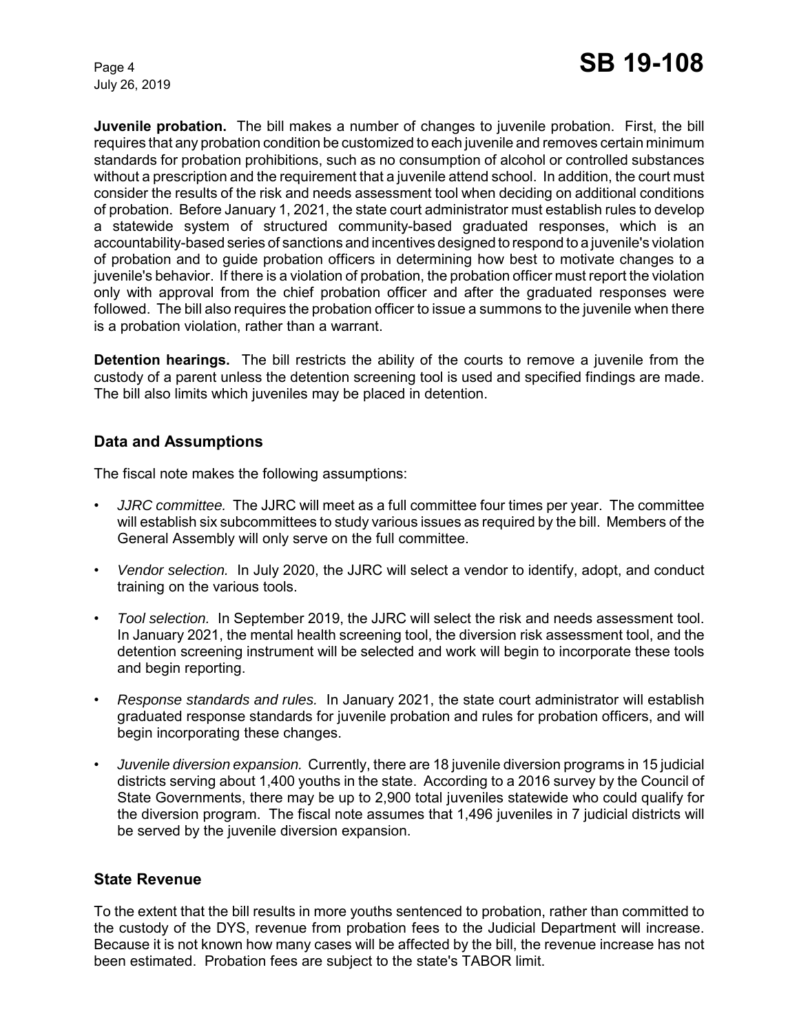**Juvenile probation.** The bill makes a number of changes to juvenile probation. First, the bill requires that any probation condition be customized to each juvenile and removes certain minimum standards for probation prohibitions, such as no consumption of alcohol or controlled substances without a prescription and the requirement that a juvenile attend school. In addition, the court must consider the results of the risk and needs assessment tool when deciding on additional conditions of probation. Before January 1, 2021, the state court administrator must establish rules to develop a statewide system of structured community-based graduated responses, which is an accountability-based series of sanctions and incentives designed to respond to a juvenile's violation of probation and to guide probation officers in determining how best to motivate changes to a juvenile's behavior. If there is a violation of probation, the probation officer must report the violation only with approval from the chief probation officer and after the graduated responses were followed. The bill also requires the probation officer to issue a summons to the juvenile when there is a probation violation, rather than a warrant.

**Detention hearings.** The bill restricts the ability of the courts to remove a juvenile from the custody of a parent unless the detention screening tool is used and specified findings are made. The bill also limits which juveniles may be placed in detention.

## Data and Assumptions

The fiscal note makes the following assumptions:

- *JJRC committee.* The JJRC will meet as a full committee four times per year. The committee will establish six subcommittees to study various issues as required by the bill. Members of the General Assembly will only serve on the full committee.
- *Vendor selection.* In July 2020, the JJRC will select a vendor to identify, adopt, and conduct training on the various tools.
- *Tool selection.* In September 2019, the JJRC will select the risk and needs assessment tool. In January 2021, the mental health screening tool, the diversion risk assessment tool, and the detention screening instrument will be selected and work will begin to incorporate these tools and begin reporting.
- *Response standards and rules.* In January 2021, the state court administrator will establish graduated response standards for juvenile probation and rules for probation officers, and will begin incorporating these changes.
- *Juvenile diversion expansion.* Currently, there are 18 juvenile diversion programs in 15 judicial districts serving about 1,400 youths in the state. According to a 2016 survey by the Council of State Governments, there may be up to 2,900 total juveniles statewide who could qualify for the diversion program. The fiscal note assumes that 1,496 juveniles in 7 judicial districts will be served by the juvenile diversion expansion.

## State Revenue

To the extent that the bill results in more youths sentenced to probation, rather than committed to the custody of the DYS, revenue from probation fees to the Judicial Department will increase. Because it is not known how many cases will be affected by the bill, the revenue increase has not been estimated. Probation fees are subject to the state's TABOR limit.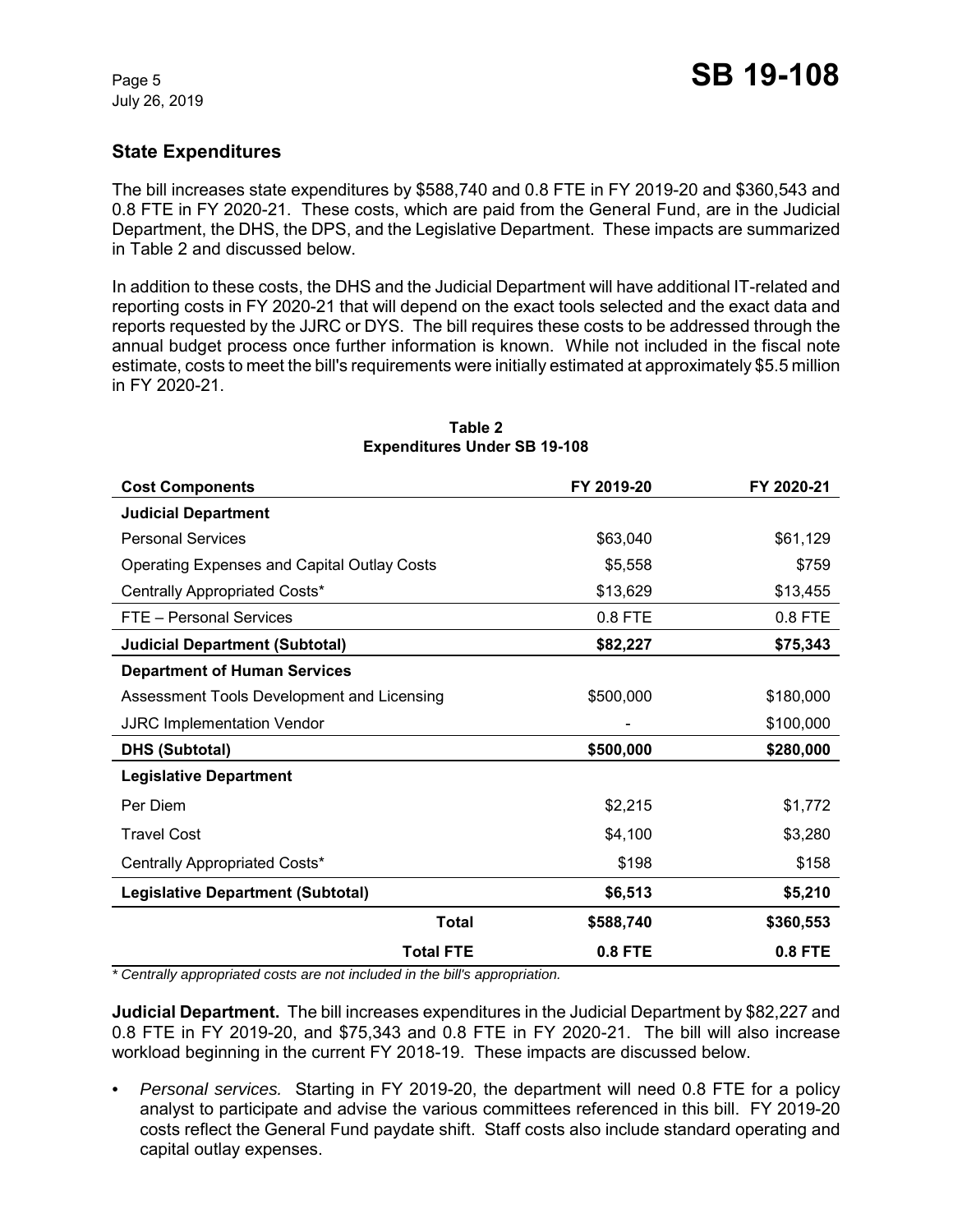## State Expenditures

The bill increases state expenditures by $588,740 and 0.8 FTE in FY 2019-20 and $360,543 and 0.8 FTE in FY 2020-21. These costs, which are paid from the General Fund, are in the Judicial Department, the DHS, the DPS, and the Legislative Department. These impacts are summarized in Table 2 and discussed below.

In addition to these costs, the DHS and the Judicial Department will have additional IT-related and reporting costs in FY 2020-21 that will depend on the exact tools selected and the exact data and reports requested by the JJRC or DYS. The bill requires these costs to be addressed through the annual budget process once further information is known. While not included in the fiscal note estimate, costs to meet the bill's requirements were initially estimated at approximately $5.5 million in FY 2020-21.

**Table 2**
**Expenditures Under SB 19-108**

| Cost Components | FY 2019-20 | FY 2020-21 |
|---|---|---|
| **Judicial Department** | | |
| Personal Services | $63,040 | $61,129 |
| Operating Expenses and Capital Outlay Costs | $5,558 | $759 |
| Centrally Appropriated Costs* | $13,629 | $13,455 |
| FTE – Personal Services | 0.8 FTE | 0.8 FTE |
| **Judicial Department (Subtotal)** | **$82,227** | **$75,343** |
| **Department of Human Services** | | |
| Assessment Tools Development and Licensing | $500,000 | $180,000 |
| JJRC Implementation Vendor | - | $100,000 |
| **DHS (Subtotal)** | **$500,000** | **$280,000** |
| **Legislative Department** | | |
| Per Diem | $2,215 | $1,772 |
| Travel Cost | $4,100 | $3,280 |
| Centrally Appropriated Costs* | $198 | $158 |
| **Legislative Department (Subtotal)** | **$6,513** | **$5,210** |
| **Total** | **$588,740** | **$360,553** |
| **Total FTE** | **0.8 FTE** | **0.8 FTE** |

*\* Centrally appropriated costs are not included in the bill's appropriation.*

**Judicial Department.** The bill increases expenditures in the Judicial Department by $82,227 and 0.8 FTE in FY 2019-20, and $75,343 and 0.8 FTE in FY 2020-21. The bill will also increase workload beginning in the current FY 2018-19. These impacts are discussed below.

- *Personal services.* Starting in FY 2019-20, the department will need 0.8 FTE for a policy analyst to participate and advise the various committees referenced in this bill. FY 2019-20 costs reflect the General Fund paydate shift. Staff costs also include standard operating and capital outlay expenses.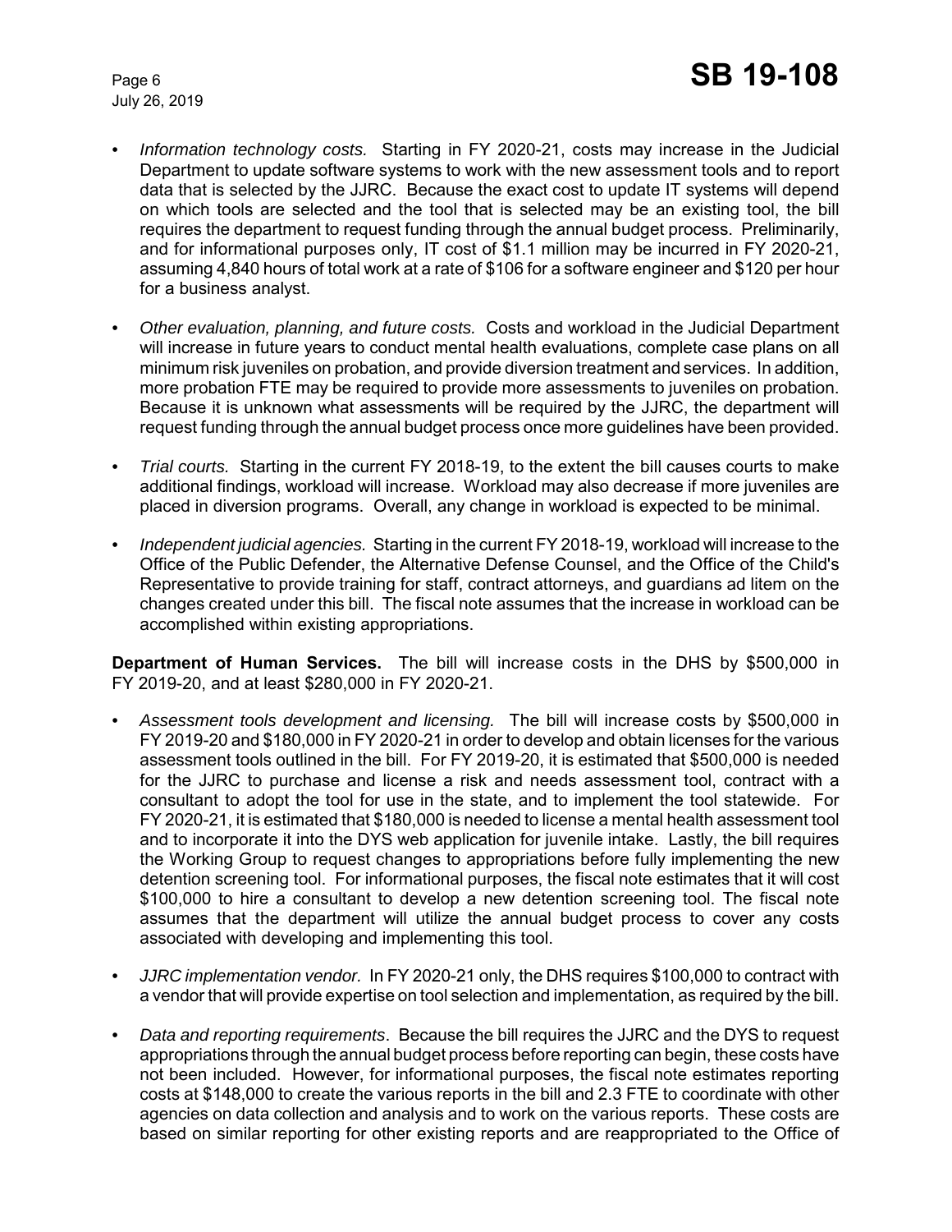- *Information technology costs.* Starting in FY 2020-21, costs may increase in the Judicial Department to update software systems to work with the new assessment tools and to report data that is selected by the JJRC. Because the exact cost to update IT systems will depend on which tools are selected and the tool that is selected may be an existing tool, the bill requires the department to request funding through the annual budget process. Preliminarily, and for informational purposes only, IT cost of $1.1 million may be incurred in FY 2020-21, assuming 4,840 hours of total work at a rate of $106 for a software engineer and $120 per hour for a business analyst.

- *Other evaluation, planning, and future costs.* Costs and workload in the Judicial Department will increase in future years to conduct mental health evaluations, complete case plans on all minimum risk juveniles on probation, and provide diversion treatment and services. In addition, more probation FTE may be required to provide more assessments to juveniles on probation. Because it is unknown what assessments will be required by the JJRC, the department will request funding through the annual budget process once more guidelines have been provided.

- *Trial courts.* Starting in the current FY 2018-19, to the extent the bill causes courts to make additional findings, workload will increase. Workload may also decrease if more juveniles are placed in diversion programs. Overall, any change in workload is expected to be minimal.

- *Independent judicial agencies.* Starting in the current FY 2018-19, workload will increase to the Office of the Public Defender, the Alternative Defense Counsel, and the Office of the Child's Representative to provide training for staff, contract attorneys, and guardians ad litem on the changes created under this bill. The fiscal note assumes that the increase in workload can be accomplished within existing appropriations.

**Department of Human Services.** The bill will increase costs in the DHS by $500,000 in FY 2019-20, and at least $280,000 in FY 2020-21.

- *Assessment tools development and licensing.* The bill will increase costs by $500,000 in FY 2019-20 and $180,000 in FY 2020-21 in order to develop and obtain licenses for the various assessment tools outlined in the bill. For FY 2019-20, it is estimated that $500,000 is needed for the JJRC to purchase and license a risk and needs assessment tool, contract with a consultant to adopt the tool for use in the state, and to implement the tool statewide. For FY 2020-21, it is estimated that $180,000 is needed to license a mental health assessment tool and to incorporate it into the DYS web application for juvenile intake. Lastly, the bill requires the Working Group to request changes to appropriations before fully implementing the new detention screening tool. For informational purposes, the fiscal note estimates that it will cost $100,000 to hire a consultant to develop a new detention screening tool. The fiscal note assumes that the department will utilize the annual budget process to cover any costs associated with developing and implementing this tool.

- *JJRC implementation vendor.* In FY 2020-21 only, the DHS requires $100,000 to contract with a vendor that will provide expertise on tool selection and implementation, as required by the bill.

- *Data and reporting requirements*. Because the bill requires the JJRC and the DYS to request appropriations through the annual budget process before reporting can begin, these costs have not been included. However, for informational purposes, the fiscal note estimates reporting costs at $148,000 to create the various reports in the bill and 2.3 FTE to coordinate with other agencies on data collection and analysis and to work on the various reports. These costs are based on similar reporting for other existing reports and are reappropriated to the Office of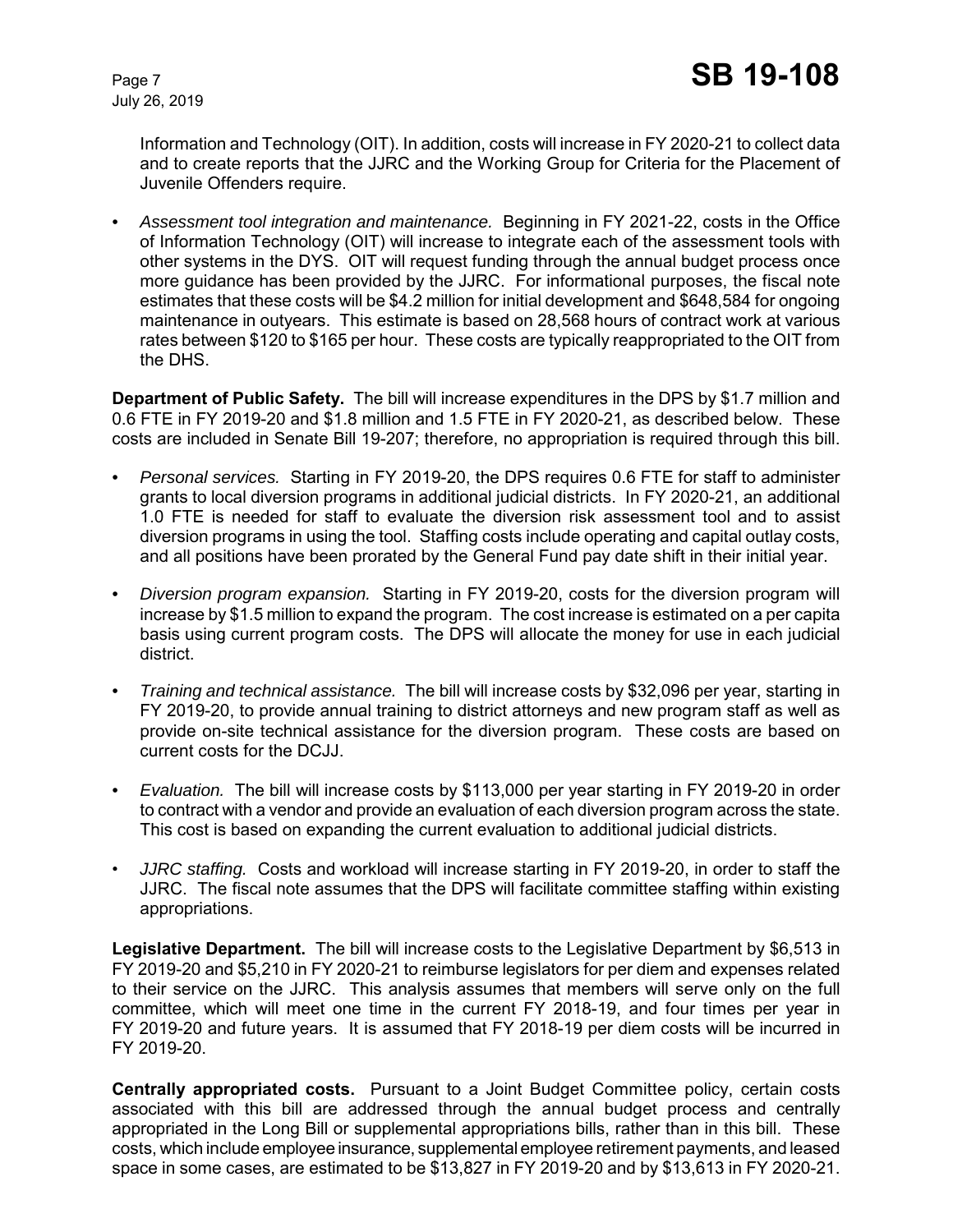Information and Technology (OIT). In addition, costs will increase in FY 2020-21 to collect data and to create reports that the JJRC and the Working Group for Criteria for the Placement of Juvenile Offenders require.

- *Assessment tool integration and maintenance.* Beginning in FY 2021-22, costs in the Office of Information Technology (OIT) will increase to integrate each of the assessment tools with other systems in the DYS. OIT will request funding through the annual budget process once more guidance has been provided by the JJRC. For informational purposes, the fiscal note estimates that these costs will be $4.2 million for initial development and $648,584 for ongoing maintenance in outyears. This estimate is based on 28,568 hours of contract work at various rates between $120 to $165 per hour. These costs are typically reappropriated to the OIT from the DHS.

**Department of Public Safety.** The bill will increase expenditures in the DPS by $1.7 million and 0.6 FTE in FY 2019-20 and $1.8 million and 1.5 FTE in FY 2020-21, as described below. These costs are included in Senate Bill 19-207; therefore, no appropriation is required through this bill.

- *Personal services.* Starting in FY 2019-20, the DPS requires 0.6 FTE for staff to administer grants to local diversion programs in additional judicial districts. In FY 2020-21, an additional 1.0 FTE is needed for staff to evaluate the diversion risk assessment tool and to assist diversion programs in using the tool. Staffing costs include operating and capital outlay costs, and all positions have been prorated by the General Fund pay date shift in their initial year.

- *Diversion program expansion.* Starting in FY 2019-20, costs for the diversion program will increase by $1.5 million to expand the program. The cost increase is estimated on a per capita basis using current program costs. The DPS will allocate the money for use in each judicial district.

- *Training and technical assistance.* The bill will increase costs by $32,096 per year, starting in FY 2019-20, to provide annual training to district attorneys and new program staff as well as provide on-site technical assistance for the diversion program. These costs are based on current costs for the DCJJ.

- *Evaluation.* The bill will increase costs by $113,000 per year starting in FY 2019-20 in order to contract with a vendor and provide an evaluation of each diversion program across the state. This cost is based on expanding the current evaluation to additional judicial districts.

- *JJRC staffing.* Costs and workload will increase starting in FY 2019-20, in order to staff the JJRC. The fiscal note assumes that the DPS will facilitate committee staffing within existing appropriations.

**Legislative Department.** The bill will increase costs to the Legislative Department by $6,513 in FY 2019-20 and $5,210 in FY 2020-21 to reimburse legislators for per diem and expenses related to their service on the JJRC. This analysis assumes that members will serve only on the full committee, which will meet one time in the current FY 2018-19, and four times per year in FY 2019-20 and future years. It is assumed that FY 2018-19 per diem costs will be incurred in FY 2019-20.

**Centrally appropriated costs.** Pursuant to a Joint Budget Committee policy, certain costs associated with this bill are addressed through the annual budget process and centrally appropriated in the Long Bill or supplemental appropriations bills, rather than in this bill. These costs, which include employee insurance, supplemental employee retirement payments, and leased space in some cases, are estimated to be $13,827 in FY 2019-20 and by $13,613 in FY 2020-21.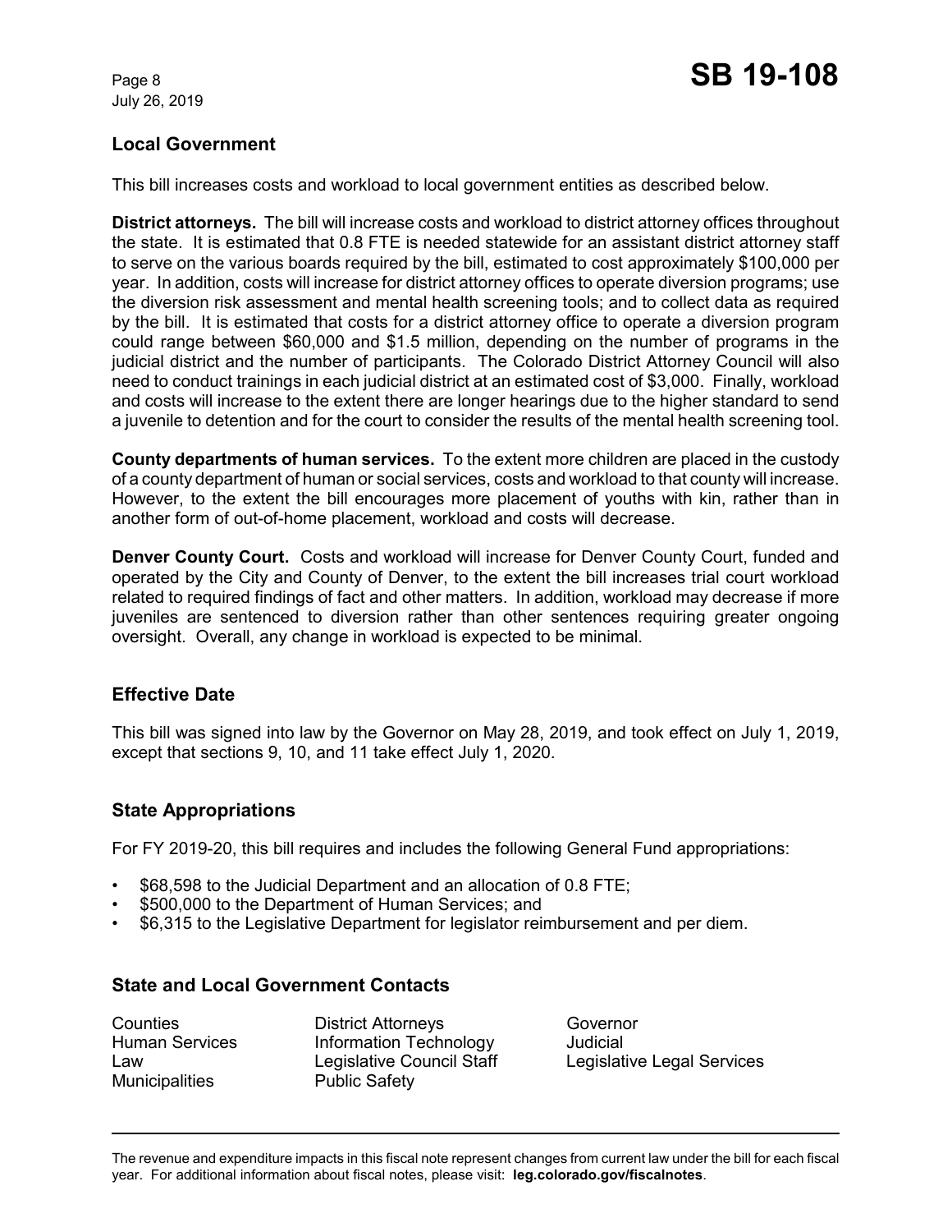## Local Government

This bill increases costs and workload to local government entities as described below.

**District attorneys.** The bill will increase costs and workload to district attorney offices throughout the state. It is estimated that 0.8 FTE is needed statewide for an assistant district attorney staff to serve on the various boards required by the bill, estimated to cost approximately $100,000 per year. In addition, costs will increase for district attorney offices to operate diversion programs; use the diversion risk assessment and mental health screening tools; and to collect data as required by the bill. It is estimated that costs for a district attorney office to operate a diversion program could range between $60,000 and $1.5 million, depending on the number of programs in the judicial district and the number of participants. The Colorado District Attorney Council will also need to conduct trainings in each judicial district at an estimated cost of $3,000. Finally, workload and costs will increase to the extent there are longer hearings due to the higher standard to send a juvenile to detention and for the court to consider the results of the mental health screening tool.

**County departments of human services.** To the extent more children are placed in the custody of a county department of human or social services, costs and workload to that county will increase. However, to the extent the bill encourages more placement of youths with kin, rather than in another form of out-of-home placement, workload and costs will decrease.

**Denver County Court.** Costs and workload will increase for Denver County Court, funded and operated by the City and County of Denver, to the extent the bill increases trial court workload related to required findings of fact and other matters. In addition, workload may decrease if more juveniles are sentenced to diversion rather than other sentences requiring greater ongoing oversight. Overall, any change in workload is expected to be minimal.

## Effective Date

This bill was signed into law by the Governor on May 28, 2019, and took effect on July 1, 2019, except that sections 9, 10, and 11 take effect July 1, 2020.

## State Appropriations

For FY 2019-20, this bill requires and includes the following General Fund appropriations:

- $68,598 to the Judicial Department and an allocation of 0.8 FTE;
- $500,000 to the Department of Human Services; and
- $6,315 to the Legislative Department for legislator reimbursement and per diem.

## State and Local Government Contacts

| | | |
|---|---|---|
| Counties | District Attorneys | Governor |
| Human Services | Information Technology | Judicial |
| Law | Legislative Council Staff | Legislative Legal Services |
| Municipalities | Public Safety | |

The revenue and expenditure impacts in this fiscal note represent changes from current law under the bill for each fiscal year. For additional information about fiscal notes, please visit: **leg.colorado.gov/fiscalnotes**.